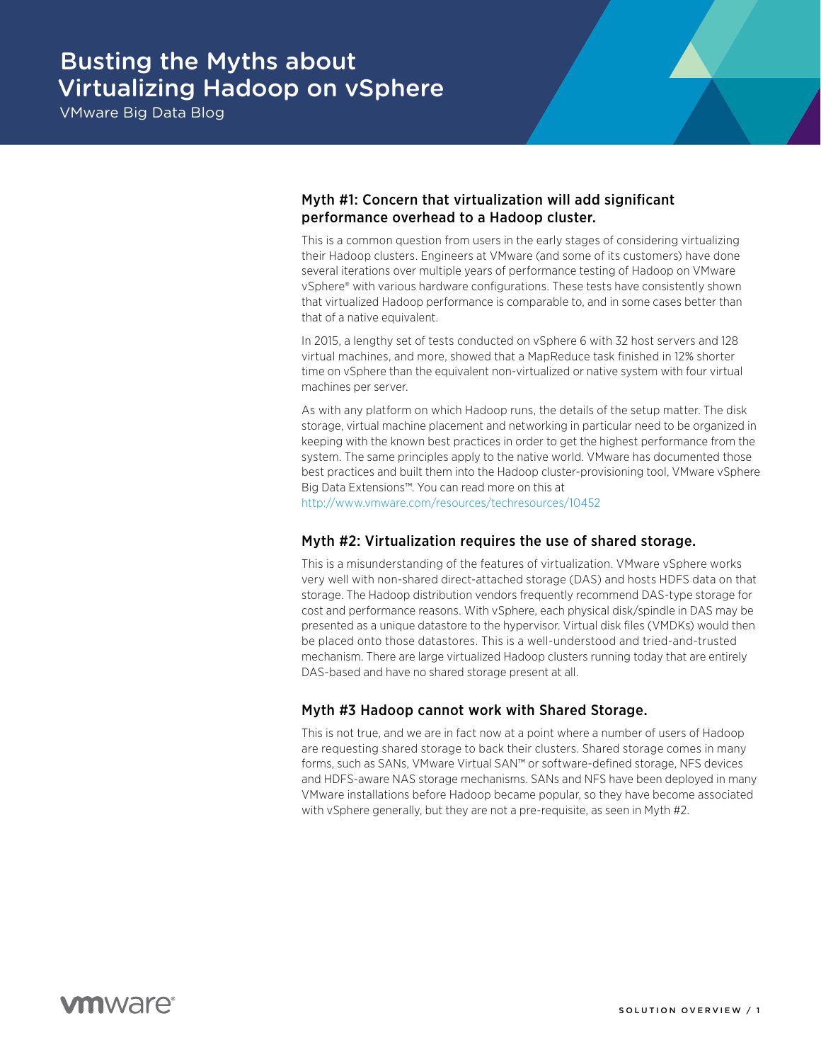# Busting the Myths about Virtualizing Hadoop on vSphere

VMware Big Data Blog

## Myth #1: Concern that virtualization will add significant performance overhead to a Hadoop cluster.

This is a common question from users in the early stages of considering virtualizing their Hadoop clusters. Engineers at VMware (and some of its customers) have done several iterations over multiple years of performance testing of Hadoop on VMware vSphere® with various hardware configurations. These tests have consistently shown that virtualized Hadoop performance is comparable to, and in some cases better than that of a native equivalent.

In 2015, a lengthy set of tests conducted on vSphere 6 with 32 host servers and 128 virtual machines, and more, showed that a MapReduce task finished in 12% shorter time on vSphere than the equivalent non-virtualized or native system with four virtual machines per server.

As with any platform on which Hadoop runs, the details of the setup matter. The disk storage, virtual machine placement and networking in particular need to be organized in keeping with the known best practices in order to get the highest performance from the system. The same principles apply to the native world. VMware has documented those best practices and built them into the Hadoop cluster-provisioning tool, VMware vSphere Big Data Extensions™. You can read more on this at http://www.vmware.com/resources/techresources/10452

## Myth #2: Virtualization requires the use of shared storage.

This is a misunderstanding of the features of virtualization. VMware vSphere works very well with non-shared direct-attached storage (DAS) and hosts HDFS data on that storage. The Hadoop distribution vendors frequently recommend DAS-type storage for cost and performance reasons. With vSphere, each physical disk/spindle in DAS may be presented as a unique datastore to the hypervisor. Virtual disk files (VMDKs) would then be placed onto those datastores. This is a well-understood and tried-and-trusted mechanism. There are large virtualized Hadoop clusters running today that are entirely DAS-based and have no shared storage present at all.

## Myth #3 Hadoop cannot work with Shared Storage.

This is not true, and we are in fact now at a point where a number of users of Hadoop are requesting shared storage to back their clusters. Shared storage comes in many forms, such as SANs, VMware Virtual SAN™ or software-defined storage, NFS devices and HDFS-aware NAS storage mechanisms. SANs and NFS have been deployed in many VMware installations before Hadoop became popular, so they have become associated with vSphere generally, but they are not a pre-requisite, as seen in Myth #2.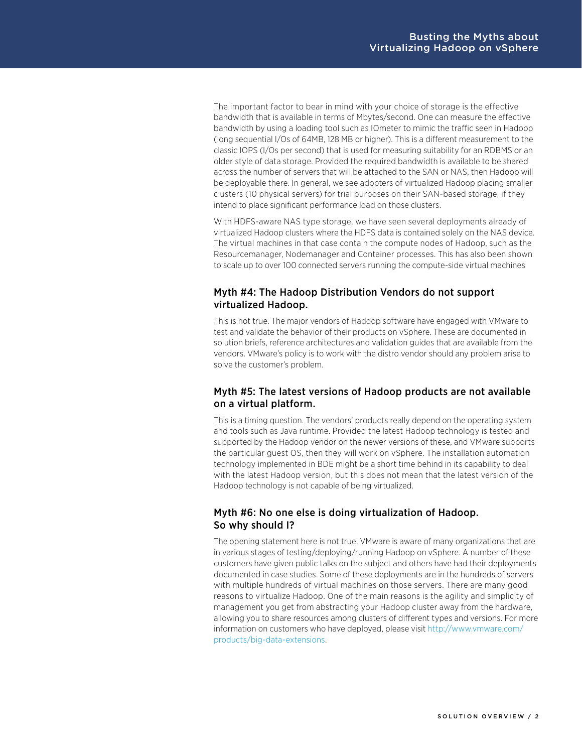The important factor to bear in mind with your choice of storage is the effective bandwidth that is available in terms of Mbytes/second. One can measure the effective bandwidth by using a loading tool such as IOmeter to mimic the traffic seen in Hadoop (long sequential I/Os of 64MB, 128 MB or higher). This is a different measurement to the classic IOPS (I/Os per second) that is used for measuring suitability for an RDBMS or an older style of data storage. Provided the required bandwidth is available to be shared across the number of servers that will be attached to the SAN or NAS, then Hadoop will be deployable there. In general, we see adopters of virtualized Hadoop placing smaller clusters (10 physical servers) for trial purposes on their SAN-based storage, if they intend to place significant performance load on those clusters.

With HDFS-aware NAS type storage, we have seen several deployments already of virtualized Hadoop clusters where the HDFS data is contained solely on the NAS device. The virtual machines in that case contain the compute nodes of Hadoop, such as the Resourcemanager, Nodemanager and Container processes. This has also been shown to scale up to over 100 connected servers running the compute-side virtual machines

## Myth #4: The Hadoop Distribution Vendors do not support virtualized Hadoop.

This is not true. The major vendors of Hadoop software have engaged with VMware to test and validate the behavior of their products on vSphere. These are documented in solution briefs, reference architectures and validation guides that are available from the vendors. VMware's policy is to work with the distro vendor should any problem arise to solve the customer's problem.

## Myth #5: The latest versions of Hadoop products are not available on a virtual platform.

This is a timing question. The vendors' products really depend on the operating system and tools such as Java runtime. Provided the latest Hadoop technology is tested and supported by the Hadoop vendor on the newer versions of these, and VMware supports the particular guest OS, then they will work on vSphere. The installation automation technology implemented in BDE might be a short time behind in its capability to deal with the latest Hadoop version, but this does not mean that the latest version of the Hadoop technology is not capable of being virtualized.

## Myth #6: No one else is doing virtualization of Hadoop. So why should I?

The opening statement here is not true. VMware is aware of many organizations that are in various stages of testing/deploying/running Hadoop on vSphere. A number of these customers have given public talks on the subject and others have had their deployments documented in case studies. Some of these deployments are in the hundreds of servers with multiple hundreds of virtual machines on those servers. There are many good reasons to virtualize Hadoop. One of the main reasons is the agility and simplicity of management you get from abstracting your Hadoop cluster away from the hardware, allowing you to share resources among clusters of different types and versions. For more information on customers who have deployed, please visit http://www.vmware.com/products/big-data-extensions.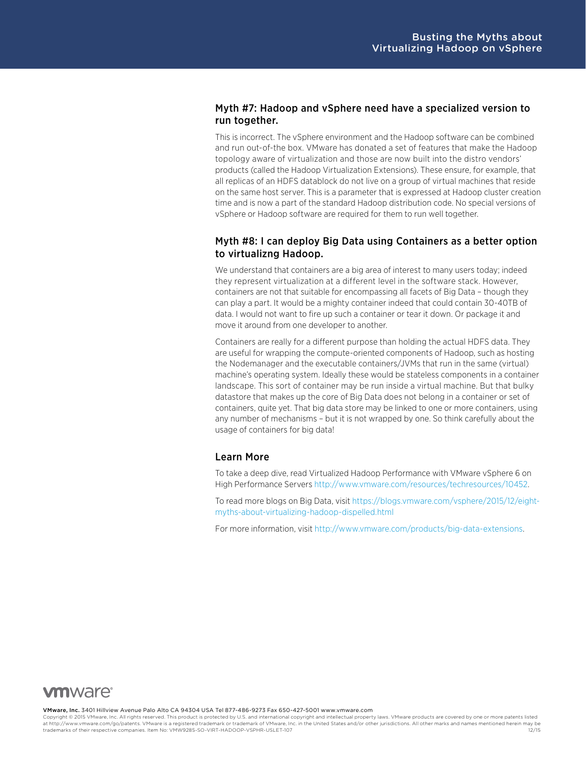## Myth #7: Hadoop and vSphere need have a specialized version to run together.

This is incorrect. The vSphere environment and the Hadoop software can be combined and run out-of-the box. VMware has donated a set of features that make the Hadoop topology aware of virtualization and those are now built into the distro vendors' products (called the Hadoop Virtualization Extensions). These ensure, for example, that all replicas of an HDFS datablock do not live on a group of virtual machines that reside on the same host server. This is a parameter that is expressed at Hadoop cluster creation time and is now a part of the standard Hadoop distribution code. No special versions of vSphere or Hadoop software are required for them to run well together.

## Myth #8: I can deploy Big Data using Containers as a better option to virtualizng Hadoop.

We understand that containers are a big area of interest to many users today; indeed they represent virtualization at a different level in the software stack. However, containers are not that suitable for encompassing all facets of Big Data – though they can play a part. It would be a mighty container indeed that could contain 30-40TB of data. I would not want to fire up such a container or tear it down. Or package it and move it around from one developer to another.

Containers are really for a different purpose than holding the actual HDFS data. They are useful for wrapping the compute-oriented components of Hadoop, such as hosting the Nodemanager and the executable containers/JVMs that run in the same (virtual) machine's operating system. Ideally these would be stateless components in a container landscape. This sort of container may be run inside a virtual machine. But that bulky datastore that makes up the core of Big Data does not belong in a container or set of containers, quite yet. That big data store may be linked to one or more containers, using any number of mechanisms – but it is not wrapped by one. So think carefully about the usage of containers for big data!

## Learn More

To take a deep dive, read Virtualized Hadoop Performance with VMware vSphere 6 on High Performance Servers http://www.vmware.com/resources/techresources/10452.

To read more blogs on Big Data, visit https://blogs.vmware.com/vsphere/2015/12/eight-myths-about-virtualizing-hadoop-dispelled.html

For more information, visit http://www.vmware.com/products/big-data-extensions.

vmware®

**VMware, Inc.** 3401 Hillview Avenue Palo Alto CA 94304 USA Tel 877-486-9273 Fax 650-427-5001 www.vmware.com
Copyright © 2015 VMware, Inc. All rights reserved. This product is protected by U.S. and international copyright and intellectual property laws. VMware products are covered by one or more patents listed at http://www.vmware.com/go/patents. VMware is a registered trademark or trademark of VMware, Inc. in the United States and/or other jurisdictions. All other marks and names mentioned herein may be trademarks of their respective companies. Item No: VMW9285-SO-VIRT-HADOOP-VSPHR-USLET-107 12/15